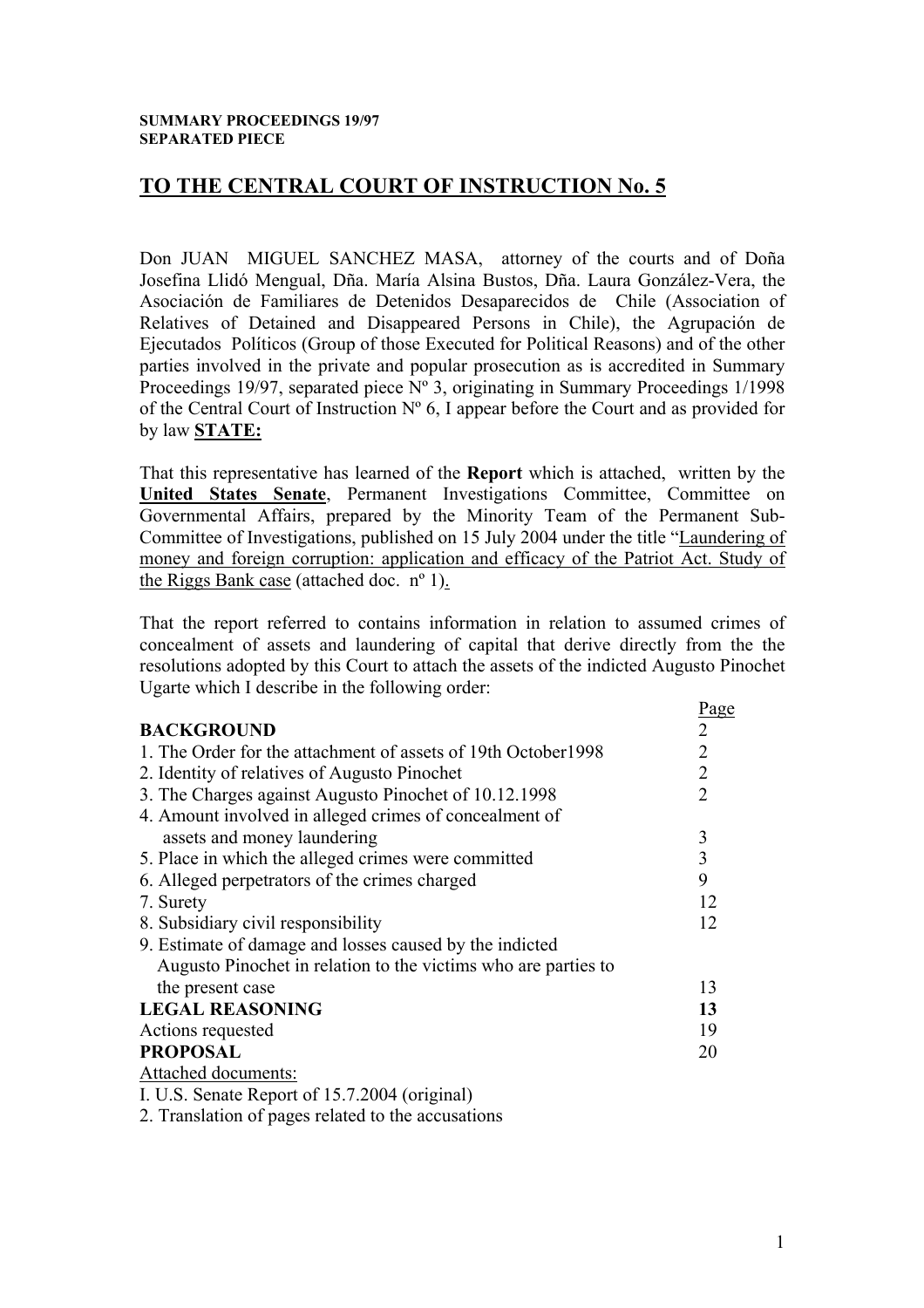**SUMMARY PROCEEDINGS 19/97**
**SEPARATED PIECE**

# TO THE CENTRAL COURT OF INSTRUCTION No. 5

Don JUAN MIGUEL SANCHEZ MASA, attorney of the courts and of Doña Josefina Llidó Mengual, Dña. María Alsina Bustos, Dña. Laura González-Vera, the Asociación de Familiares de Detenidos Desaparecidos de Chile (Association of Relatives of Detained and Disappeared Persons in Chile), the Agrupación de Ejecutados Políticos (Group of those Executed for Political Reasons) and of the other parties involved in the private and popular prosecution as is accredited in Summary Proceedings 19/97, separated piece Nº 3, originating in Summary Proceedings 1/1998 of the Central Court of Instruction Nº 6, I appear before the Court and as provided for by law **STATE:**

That this representative has learned of the **Report** which is attached, written by the **United States Senate**, Permanent Investigations Committee, Committee on Governmental Affairs, prepared by the Minority Team of the Permanent Sub-Committee of Investigations, published on 15 July 2004 under the title "Laundering of money and foreign corruption: application and efficacy of the Patriot Act. Study of the Riggs Bank case (attached doc. nº 1).

That the report referred to contains information in relation to assumed crimes of concealment of assets and laundering of capital that derive directly from the the resolutions adopted by this Court to attach the assets of the indicted Augusto Pinochet Ugarte which I describe in the following order:

| | Page |
|---|---|
| **BACKGROUND** | 2 |
| 1. The Order for the attachment of assets of 19th October1998 | 2 |
| 2. Identity of relatives of Augusto Pinochet | 2 |
| 3. The Charges against Augusto Pinochet of 10.12.1998 | 2 |
| 4. Amount involved in alleged crimes of concealment of assets and money laundering | 3 |
| 5. Place in which the alleged crimes were committed | 3 |
| 6. Alleged perpetrators of the crimes charged | 9 |
| 7. Surety | 12 |
| 8. Subsidiary civil responsibility | 12 |
| 9. Estimate of damage and losses caused by the indicted Augusto Pinochet in relation to the victims who are parties to the present case | 13 |
| **LEGAL REASONING** | **13** |
| Actions requested | 19 |
| **PROPOSAL** | 20 |

Attached documents:

I. U.S. Senate Report of 15.7.2004 (original)

2. Translation of pages related to the accusations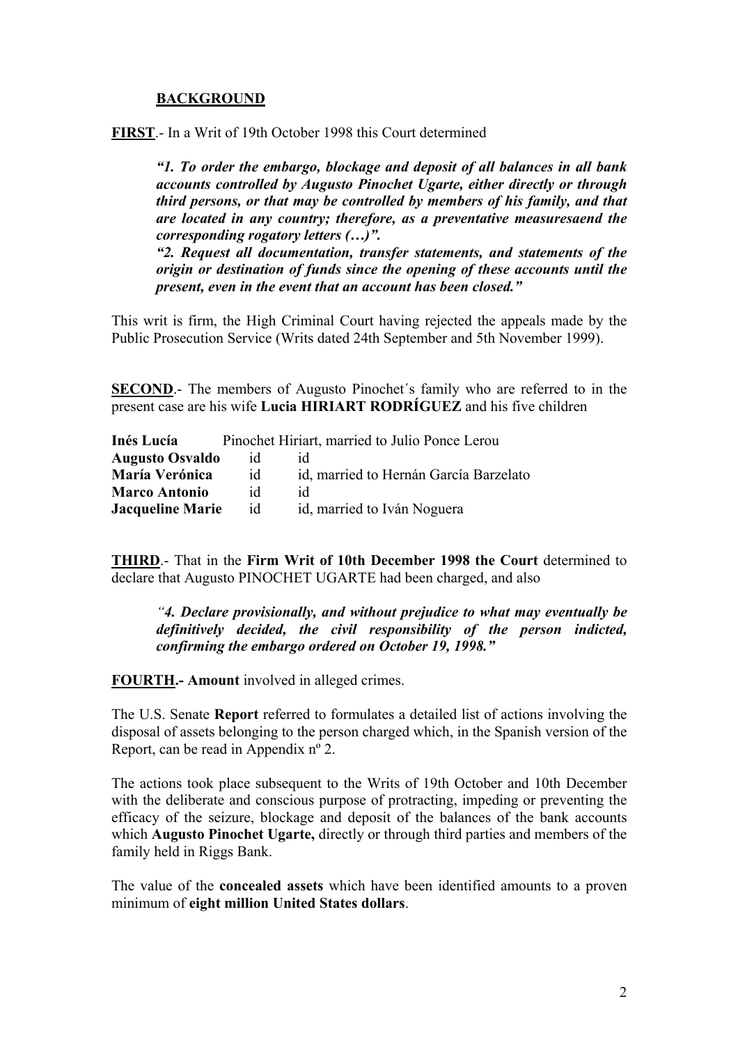## **BACKGROUND**

**FIRST**.- In a Writ of 19th October 1998 this Court determined

> ***"1. To order the embargo, blockage and deposit of all balances in all bank accounts controlled by Augusto Pinochet Ugarte, either directly or through third persons, or that may be controlled by members of his family, and that are located in any country; therefore, as a preventative measuresaend the corresponding rogatory letters (…)".***
>
> ***"2. Request all documentation, transfer statements, and statements of the origin or destination of funds since the opening of these accounts until the present, even in the event that an account has been closed."***

This writ is firm, the High Criminal Court having rejected the appeals made by the Public Prosecution Service (Writs dated 24th September and 5th November 1999).

**SECOND**.- The members of Augusto Pinochet´s family who are referred to in the present case are his wife **Lucia HIRIART RODRÍGUEZ** and his five children

| | | |
|---|---|---|
| **Inés Lucía** | Pinochet Hiriart, married to Julio Ponce Lerou | |
| **Augusto Osvaldo** | id | id |
| **María Verónica** | id | id, married to Hernán García Barzelato |
| **Marco Antonio** | id | id |
| **Jacqueline Marie** | id | id, married to Iván Noguera |

**THIRD**.- That in the **Firm Writ of 10th December 1998 the Court** determined to declare that Augusto PINOCHET UGARTE had been charged, and also

> ***"4. Declare provisionally, and without prejudice to what may eventually be definitively decided, the civil responsibility of the person indicted, confirming the embargo ordered on October 19, 1998."***

**FOURTH.- Amount** involved in alleged crimes.

The U.S. Senate **Report** referred to formulates a detailed list of actions involving the disposal of assets belonging to the person charged which, in the Spanish version of the Report, can be read in Appendix nº 2.

The actions took place subsequent to the Writs of 19th October and 10th December with the deliberate and conscious purpose of protracting, impeding or preventing the efficacy of the seizure, blockage and deposit of the balances of the bank accounts which **Augusto Pinochet Ugarte,** directly or through third parties and members of the family held in Riggs Bank.

The value of the **concealed assets** which have been identified amounts to a proven minimum of **eight million United States dollars**.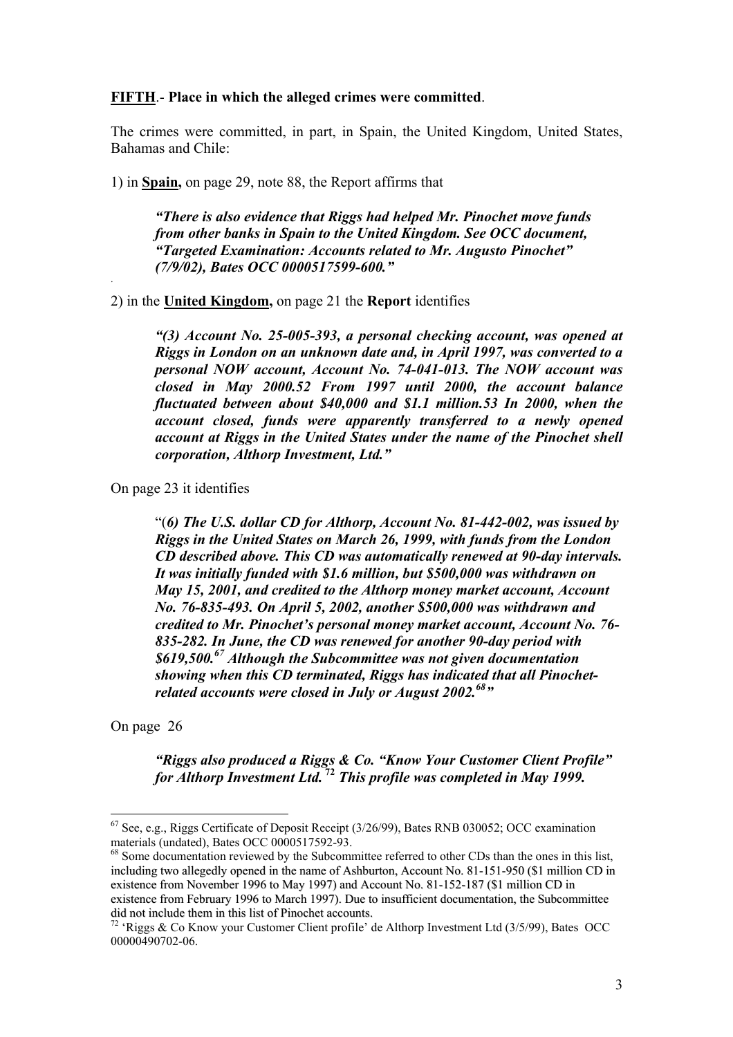**FIFTH**.- **Place in which the alleged crimes were committed**.

The crimes were committed, in part, in Spain, the United Kingdom, United States, Bahamas and Chile:

1) in **Spain,** on page 29, note 88, the Report affirms that

> ***"There is also evidence that Riggs had helped Mr. Pinochet move funds from other banks in Spain to the United Kingdom. See OCC document, "Targeted Examination: Accounts related to Mr. Augusto Pinochet" (7/9/02), Bates OCC 0000517599-600."***

2) in the **United Kingdom,** on page 21 the **Report** identifies

> ***"(3) Account No. 25-005-393, a personal checking account, was opened at Riggs in London on an unknown date and, in April 1997, was converted to a personal NOW account, Account No. 74-041-013. The NOW account was closed in May 2000.52 From 1997 until 2000, the account balance fluctuated between about $40,000 and $1.1 million.53 In 2000, when the account closed, funds were apparently transferred to a newly opened account at Riggs in the United States under the name of the Pinochet shell corporation, Althorp Investment, Ltd."***

On page 23 it identifies

> "(***6) The U.S. dollar CD for Althorp, Account No. 81-442-002, was issued by Riggs in the United States on March 26, 1999, with funds from the London CD described above. This CD was automatically renewed at 90-day intervals. It was initially funded with $1.6 million, but $500,000 was withdrawn on May 15, 2001, and credited to the Althorp money market account, Account No. 76-835-493. On April 5, 2002, another $500,000 was withdrawn and credited to Mr. Pinochet's personal money market account, Account No. 76-835-282. In June, the CD was renewed for another 90-day period with $619,500.[67] Although the Subcommittee was not given documentation showing when this CD terminated, Riggs has indicated that all Pinochet-related accounts were closed in July or August 2002.[68]"***

On page 26

> ***"Riggs also produced a Riggs & Co. "Know Your Customer Client Profile" for Althorp Investment Ltd.[72] This profile was completed in May 1999.***

---

[67] See, e.g., Riggs Certificate of Deposit Receipt (3/26/99), Bates RNB 030052; OCC examination materials (undated), Bates OCC 0000517592-93.

[68] Some documentation reviewed by the Subcommittee referred to other CDs than the ones in this list, including two allegedly opened in the name of Ashburton, Account No. 81-151-950 ($1 million CD in existence from November 1996 to May 1997) and Account No. 81-152-187 ($1 million CD in existence from February 1996 to March 1997). Due to insufficient documentation, the Subcommittee did not include them in this list of Pinochet accounts.

[72] 'Riggs & Co Know your Customer Client profile' de Althorp Investment Ltd (3/5/99), Bates OCC 00000490702-06.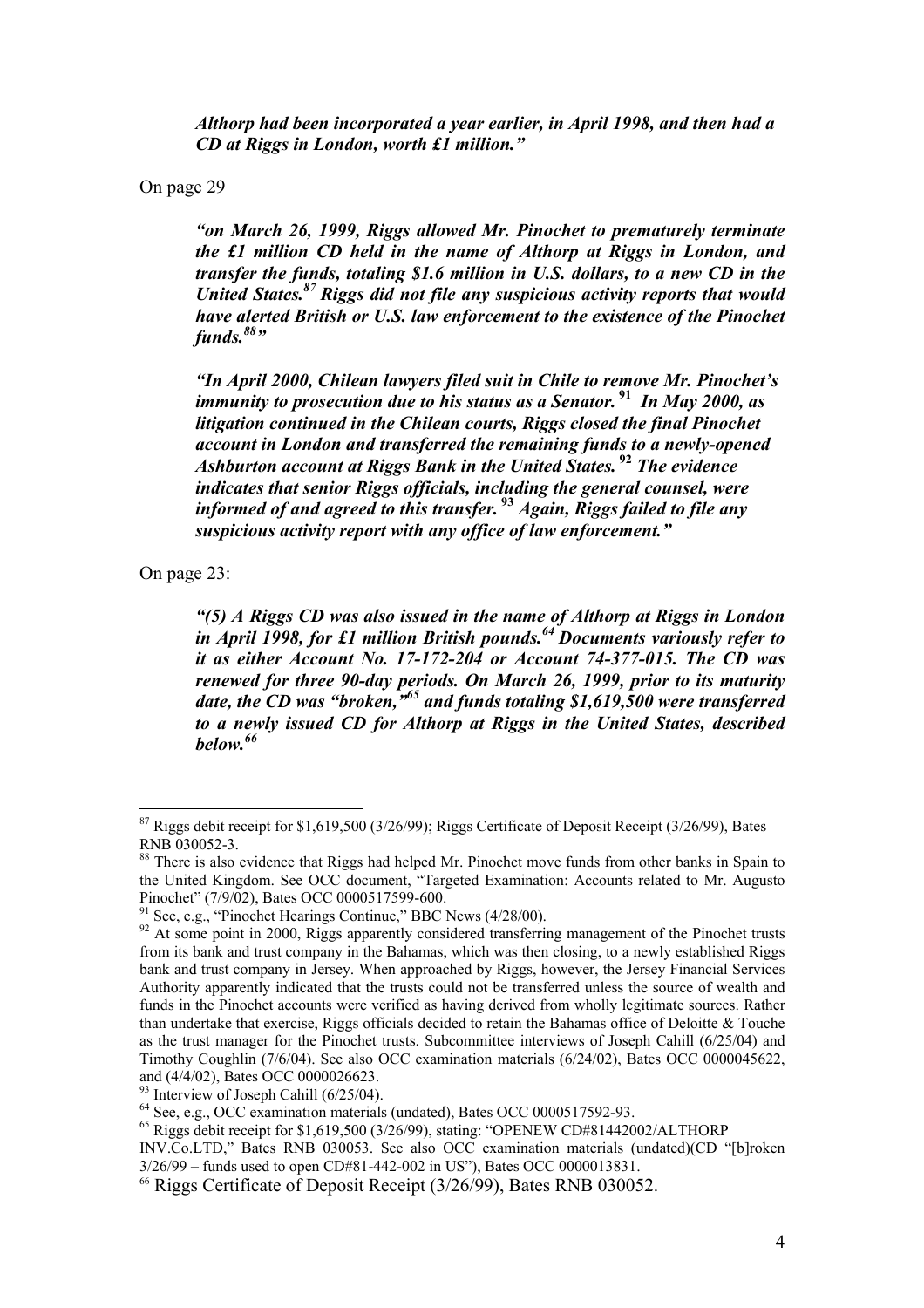*Althorp had been incorporated a year earlier, in April 1998, and then had a CD at Riggs in London, worth £1 million."*

On page 29

***"on March 26, 1999, Riggs allowed Mr. Pinochet to prematurely terminate the £1 million CD held in the name of Althorp at Riggs in London, and transfer the funds, totaling $1.6 million in U.S. dollars, to a new CD in the United States.[87] Riggs did not file any suspicious activity reports that would have alerted British or U.S. law enforcement to the existence of the Pinochet funds.[88]"***

***"In April 2000, Chilean lawyers filed suit in Chile to remove Mr. Pinochet's immunity to prosecution due to his status as a Senator.[91] In May 2000, as litigation continued in the Chilean courts, Riggs closed the final Pinochet account in London and transferred the remaining funds to a newly-opened Ashburton account at Riggs Bank in the United States.[92] The evidence indicates that senior Riggs officials, including the general counsel, were informed of and agreed to this transfer.[93] Again, Riggs failed to file any suspicious activity report with any office of law enforcement."***

On page 23:

***"(5) A Riggs CD was also issued in the name of Althorp at Riggs in London in April 1998, for £1 million British pounds.[64] Documents variously refer to it as either Account No. 17-172-204 or Account 74-377-015. The CD was renewed for three 90-day periods. On March 26, 1999, prior to its maturity date, the CD was "broken,"[65] and funds totaling $1,619,500 were transferred to a newly issued CD for Althorp at Riggs in the United States, described below.[66]***

---

[87] Riggs debit receipt for $1,619,500 (3/26/99); Riggs Certificate of Deposit Receipt (3/26/99), Bates RNB 030052-3.

[88] There is also evidence that Riggs had helped Mr. Pinochet move funds from other banks in Spain to the United Kingdom. See OCC document, "Targeted Examination: Accounts related to Mr. Augusto Pinochet" (7/9/02), Bates OCC 0000517599-600.

[91] See, e.g., "Pinochet Hearings Continue," BBC News (4/28/00).

[92] At some point in 2000, Riggs apparently considered transferring management of the Pinochet trusts from its bank and trust company in the Bahamas, which was then closing, to a newly established Riggs bank and trust company in Jersey. When approached by Riggs, however, the Jersey Financial Services Authority apparently indicated that the trusts could not be transferred unless the source of wealth and funds in the Pinochet accounts were verified as having derived from wholly legitimate sources. Rather than undertake that exercise, Riggs officials decided to retain the Bahamas office of Deloitte & Touche as the trust manager for the Pinochet trusts. Subcommittee interviews of Joseph Cahill (6/25/04) and Timothy Coughlin (7/6/04). See also OCC examination materials (6/24/02), Bates OCC 0000045622, and (4/4/02), Bates OCC 0000026623.

[93] Interview of Joseph Cahill (6/25/04).

[64] See, e.g., OCC examination materials (undated), Bates OCC 0000517592-93.

[65] Riggs debit receipt for $1,619,500 (3/26/99), stating: "OPENEW CD#81442002/ALTHORP INV.Co.LTD," Bates RNB 030053. See also OCC examination materials (undated)(CD "[b]roken 3/26/99 – funds used to open CD#81-442-002 in US"), Bates OCC 0000013831.

[66] Riggs Certificate of Deposit Receipt (3/26/99), Bates RNB 030052.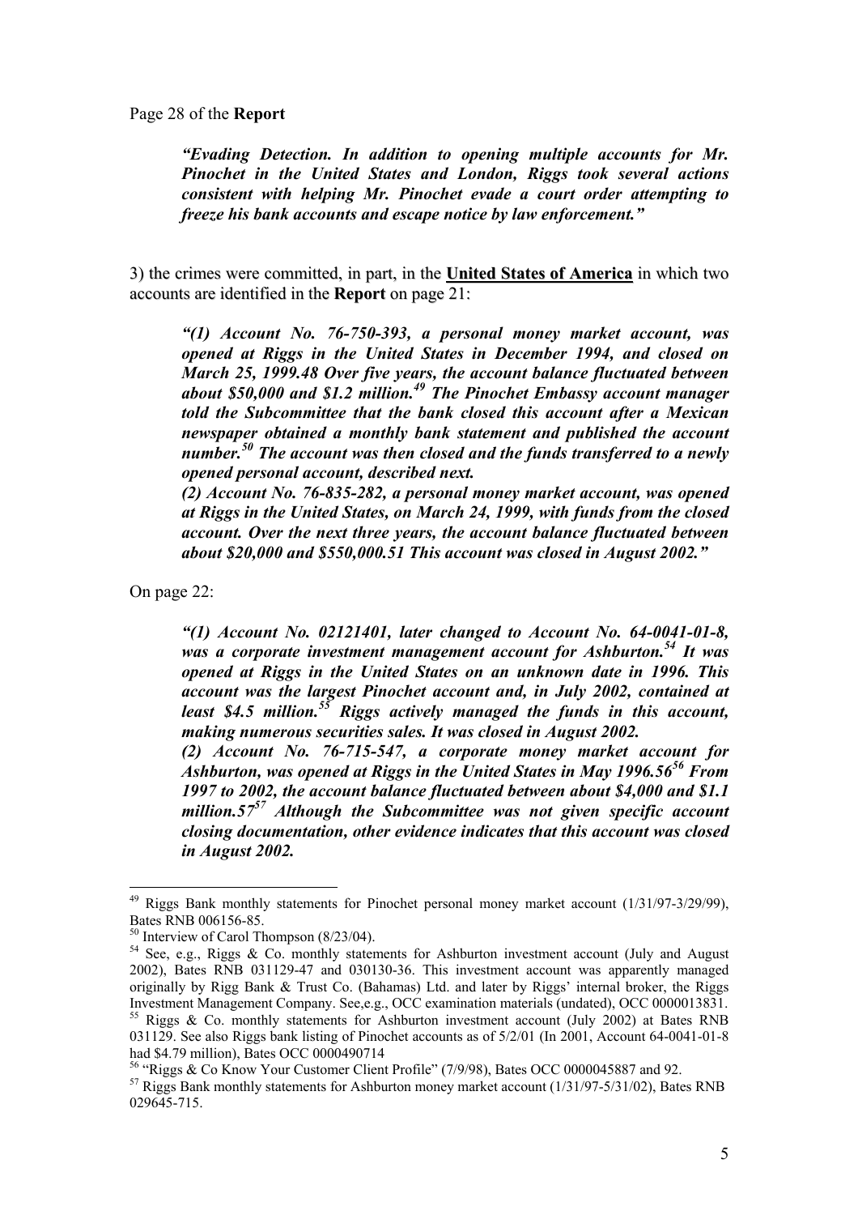Page 28 of the **Report**

> ***"Evading Detection. In addition to opening multiple accounts for Mr. Pinochet in the United States and London, Riggs took several actions consistent with helping Mr. Pinochet evade a court order attempting to freeze his bank accounts and escape notice by law enforcement."***

3) the crimes were committed, in part, in the **United States of America** in which two accounts are identified in the **Report** on page 21:

> ***"(1) Account No. 76-750-393, a personal money market account, was opened at Riggs in the United States in December 1994, and closed on March 25, 1999.48 Over five years, the account balance fluctuated between about \$50,000 and \$1.2 million.[49] The Pinochet Embassy account manager told the Subcommittee that the bank closed this account after a Mexican newspaper obtained a monthly bank statement and published the account number.[50] The account was then closed and the funds transferred to a newly opened personal account, described next.***
> ***(2) Account No. 76-835-282, a personal money market account, was opened at Riggs in the United States, on March 24, 1999, with funds from the closed account. Over the next three years, the account balance fluctuated between about \$20,000 and \$550,000.51 This account was closed in August 2002."***

On page 22:

> ***"(1) Account No. 02121401, later changed to Account No. 64-0041-01-8, was a corporate investment management account for Ashburton.[54] It was opened at Riggs in the United States on an unknown date in 1996. This account was the largest Pinochet account and, in July 2002, contained at least \$4.5 million.[55] Riggs actively managed the funds in this account, making numerous securities sales. It was closed in August 2002.***
> ***(2) Account No. 76-715-547, a corporate money market account for Ashburton, was opened at Riggs in the United States in May 1996.56[56] From 1997 to 2002, the account balance fluctuated between about \$4,000 and \$1.1 million.57[57] Although the Subcommittee was not given specific account closing documentation, other evidence indicates that this account was closed in August 2002.***

---

[49] Riggs Bank monthly statements for Pinochet personal money market account (1/31/97-3/29/99), Bates RNB 006156-85.

[50] Interview of Carol Thompson (8/23/04).

[54] See, e.g., Riggs & Co. monthly statements for Ashburton investment account (July and August 2002), Bates RNB 031129-47 and 030130-36. This investment account was apparently managed originally by Rigg Bank & Trust Co. (Bahamas) Ltd. and later by Riggs' internal broker, the Riggs Investment Management Company. See,e.g., OCC examination materials (undated), OCC 0000013831.

[55] Riggs & Co. monthly statements for Ashburton investment account (July 2002) at Bates RNB 031129. See also Riggs bank listing of Pinochet accounts as of 5/2/01 (In 2001, Account 64-0041-01-8 had \$4.79 million), Bates OCC 0000490714

[56] "Riggs & Co Know Your Customer Client Profile" (7/9/98), Bates OCC 0000045887 and 92.

[57] Riggs Bank monthly statements for Ashburton money market account (1/31/97-5/31/02), Bates RNB 029645-715.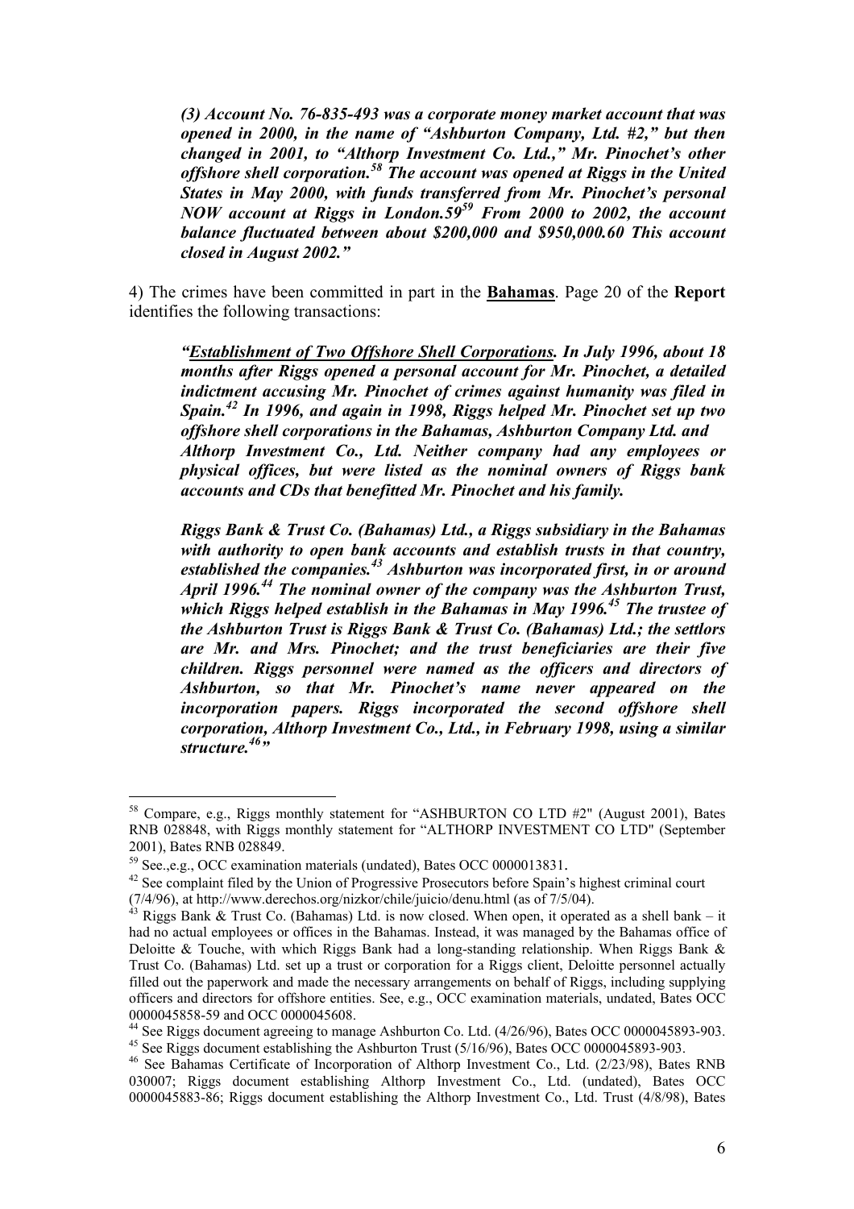***(3) Account No. 76-835-493 was a corporate money market account that was opened in 2000, in the name of "Ashburton Company, Ltd. #2," but then changed in 2001, to "Althorp Investment Co. Ltd.," Mr. Pinochet's other offshore shell corporation.[58] The account was opened at Riggs in the United States in May 2000, with funds transferred from Mr. Pinochet's personal NOW account at Riggs in London.59[59] From 2000 to 2002, the account balance fluctuated between about $200,000 and $950,000.60 This account closed in August 2002."***

4) The crimes have been committed in part in the **Bahamas**. Page 20 of the **Report** identifies the following transactions:

***"<u>Establishment of Two Offshore Shell Corporations</u>. In July 1996, about 18 months after Riggs opened a personal account for Mr. Pinochet, a detailed indictment accusing Mr. Pinochet of crimes against humanity was filed in Spain.[42] In 1996, and again in 1998, Riggs helped Mr. Pinochet set up two offshore shell corporations in the Bahamas, Ashburton Company Ltd. and Althorp Investment Co., Ltd. Neither company had any employees or physical offices, but were listed as the nominal owners of Riggs bank accounts and CDs that benefitted Mr. Pinochet and his family.***

***Riggs Bank & Trust Co. (Bahamas) Ltd., a Riggs subsidiary in the Bahamas with authority to open bank accounts and establish trusts in that country, established the companies.[43] Ashburton was incorporated first, in or around April 1996.[44] The nominal owner of the company was the Ashburton Trust, which Riggs helped establish in the Bahamas in May 1996.[45] The trustee of the Ashburton Trust is Riggs Bank & Trust Co. (Bahamas) Ltd.; the settlors are Mr. and Mrs. Pinochet; and the trust beneficiaries are their five children. Riggs personnel were named as the officers and directors of Ashburton, so that Mr. Pinochet's name never appeared on the incorporation papers. Riggs incorporated the second offshore shell corporation, Althorp Investment Co., Ltd., in February 1998, using a similar structure.[46]"***

---

[58] Compare, e.g., Riggs monthly statement for "ASHBURTON CO LTD #2" (August 2001), Bates RNB 028848, with Riggs monthly statement for "ALTHORP INVESTMENT CO LTD" (September 2001), Bates RNB 028849.

[59] See.,e.g., OCC examination materials (undated), Bates OCC 0000013831.

[42] See complaint filed by the Union of Progressive Prosecutors before Spain's highest criminal court (7/4/96), at http://www.derechos.org/nizkor/chile/juicio/denu.html (as of 7/5/04).

[43] Riggs Bank & Trust Co. (Bahamas) Ltd. is now closed. When open, it operated as a shell bank – it had no actual employees or offices in the Bahamas. Instead, it was managed by the Bahamas office of Deloitte & Touche, with which Riggs Bank had a long-standing relationship. When Riggs Bank & Trust Co. (Bahamas) Ltd. set up a trust or corporation for a Riggs client, Deloitte personnel actually filled out the paperwork and made the necessary arrangements on behalf of Riggs, including supplying officers and directors for offshore entities. See, e.g., OCC examination materials, undated, Bates OCC 0000045858-59 and OCC 0000045608.

[44] See Riggs document agreeing to manage Ashburton Co. Ltd. (4/26/96), Bates OCC 0000045893-903.

[45] See Riggs document establishing the Ashburton Trust (5/16/96), Bates OCC 0000045893-903.

[46] See Bahamas Certificate of Incorporation of Althorp Investment Co., Ltd. (2/23/98), Bates RNB 030007; Riggs document establishing Althorp Investment Co., Ltd. (undated), Bates OCC 0000045883-86; Riggs document establishing the Althorp Investment Co., Ltd. Trust (4/8/98), Bates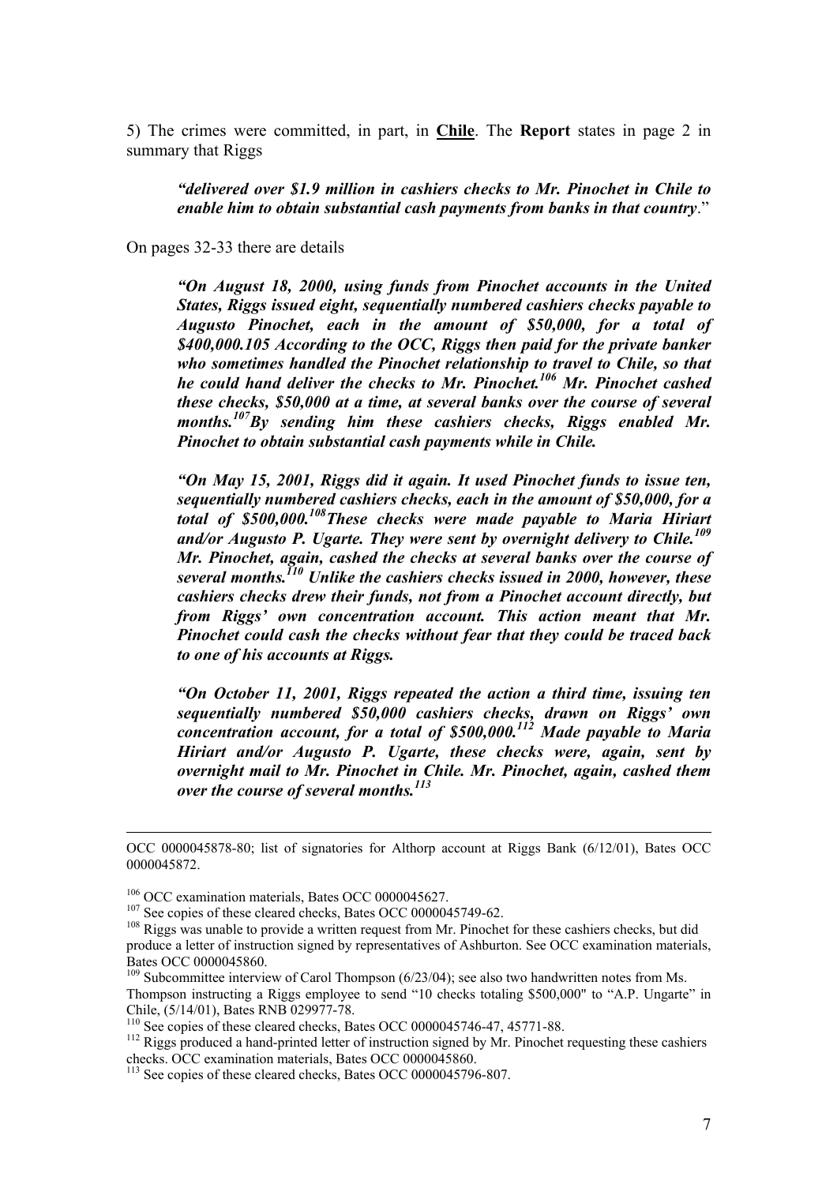5) The crimes were committed, in part, in **Chile**. The **Report** states in page 2 in summary that Riggs

> ***"delivered over $1.9 million in cashiers checks to Mr. Pinochet in Chile to enable him to obtain substantial cash payments from banks in that country***."

On pages 32-33 there are details

> ***"On August 18, 2000, using funds from Pinochet accounts in the United States, Riggs issued eight, sequentially numbered cashiers checks payable to Augusto Pinochet, each in the amount of $50,000, for a total of $400,000.105 According to the OCC, Riggs then paid for the private banker who sometimes handled the Pinochet relationship to travel to Chile, so that he could hand deliver the checks to Mr. Pinochet.[106] Mr. Pinochet cashed these checks, $50,000 at a time, at several banks over the course of several months.[107] By sending him these cashiers checks, Riggs enabled Mr. Pinochet to obtain substantial cash payments while in Chile.***
>
> ***"On May 15, 2001, Riggs did it again. It used Pinochet funds to issue ten, sequentially numbered cashiers checks, each in the amount of $50,000, for a total of $500,000.[108] These checks were made payable to Maria Hiriart and/or Augusto P. Ugarte. They were sent by overnight delivery to Chile.[109] Mr. Pinochet, again, cashed the checks at several banks over the course of several months.[110] Unlike the cashiers checks issued in 2000, however, these cashiers checks drew their funds, not from a Pinochet account directly, but from Riggs' own concentration account. This action meant that Mr. Pinochet could cash the checks without fear that they could be traced back to one of his accounts at Riggs.***
>
> ***"On October 11, 2001, Riggs repeated the action a third time, issuing ten sequentially numbered $50,000 cashiers checks, drawn on Riggs' own concentration account, for a total of $500,000.[112] Made payable to Maria Hiriart and/or Augusto P. Ugarte, these checks were, again, sent by overnight mail to Mr. Pinochet in Chile. Mr. Pinochet, again, cashed them over the course of several months.[113]***

---

OCC 0000045878-80; list of signatories for Althorp account at Riggs Bank (6/12/01), Bates OCC 0000045872.

[106] OCC examination materials, Bates OCC 0000045627.

[107] See copies of these cleared checks, Bates OCC 0000045749-62.

[108] Riggs was unable to provide a written request from Mr. Pinochet for these cashiers checks, but did produce a letter of instruction signed by representatives of Ashburton. See OCC examination materials, Bates OCC 0000045860.

[109] Subcommittee interview of Carol Thompson (6/23/04); see also two handwritten notes from Ms. Thompson instructing a Riggs employee to send "10 checks totaling $500,000" to "A.P. Ungarte" in Chile, (5/14/01), Bates RNB 029977-78.

[110] See copies of these cleared checks, Bates OCC 0000045746-47, 45771-88.

[112] Riggs produced a hand-printed letter of instruction signed by Mr. Pinochet requesting these cashiers checks. OCC examination materials, Bates OCC 0000045860.

[113] See copies of these cleared checks, Bates OCC 0000045796-807.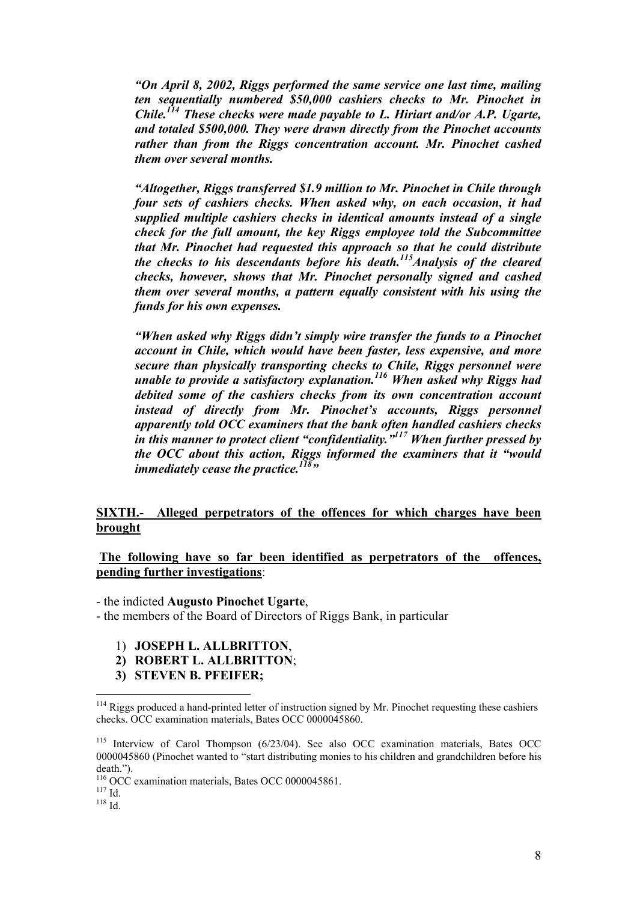***"On April 8, 2002, Riggs performed the same service one last time, mailing ten sequentially numbered $50,000 cashiers checks to Mr. Pinochet in Chile.[114] These checks were made payable to L. Hiriart and/or A.P. Ugarte, and totaled $500,000. They were drawn directly from the Pinochet accounts rather than from the Riggs concentration account. Mr. Pinochet cashed them over several months.***

***"Altogether, Riggs transferred $1.9 million to Mr. Pinochet in Chile through four sets of cashiers checks. When asked why, on each occasion, it had supplied multiple cashiers checks in identical amounts instead of a single check for the full amount, the key Riggs employee told the Subcommittee that Mr. Pinochet had requested this approach so that he could distribute the checks to his descendants before his death.[115] Analysis of the cleared checks, however, shows that Mr. Pinochet personally signed and cashed them over several months, a pattern equally consistent with his using the funds for his own expenses.***

***"When asked why Riggs didn't simply wire transfer the funds to a Pinochet account in Chile, which would have been faster, less expensive, and more secure than physically transporting checks to Chile, Riggs personnel were unable to provide a satisfactory explanation.[116] When asked why Riggs had debited some of the cashiers checks from its own concentration account instead of directly from Mr. Pinochet's accounts, Riggs personnel apparently told OCC examiners that the bank often handled cashiers checks in this manner to protect client "confidentiality."[117] When further pressed by the OCC about this action, Riggs informed the examiners that it "would immediately cease the practice.[118]"***

**<u>SIXTH.- Alleged perpetrators of the offences for which charges have been brought</u>**

**<u>The following have so far been identified as perpetrators of the offences, pending further investigations</u>**:

- the indicted **Augusto Pinochet Ugarte**,
- the members of the Board of Directors of Riggs Bank, in particular

1) **JOSEPH L. ALLBRITTON**,
2) **ROBERT L. ALLBRITTON**;
3) **STEVEN B. PFEIFER;**

---

[114] Riggs produced a hand-printed letter of instruction signed by Mr. Pinochet requesting these cashiers checks. OCC examination materials, Bates OCC 0000045860.

[115] Interview of Carol Thompson (6/23/04). See also OCC examination materials, Bates OCC 0000045860 (Pinochet wanted to "start distributing monies to his children and grandchildren before his death.").

[116] OCC examination materials, Bates OCC 0000045861.

[117] Id.

[118] Id.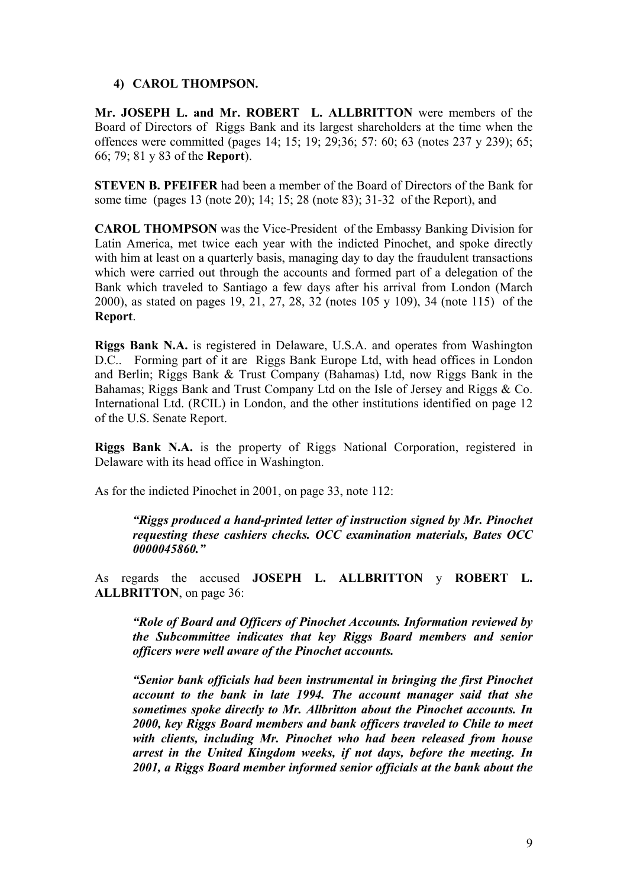**4) CAROL THOMPSON.**

**Mr. JOSEPH L. and Mr. ROBERT L. ALLBRITTON** were members of the Board of Directors of Riggs Bank and its largest shareholders at the time when the offences were committed (pages 14; 15; 19; 29;36; 57: 60; 63 (notes 237 y 239); 65; 66; 79; 81 y 83 of the **Report**).

**STEVEN B. PFEIFER** had been a member of the Board of Directors of the Bank for some time (pages 13 (note 20); 14; 15; 28 (note 83); 31-32 of the Report), and

**CAROL THOMPSON** was the Vice-President of the Embassy Banking Division for Latin America, met twice each year with the indicted Pinochet, and spoke directly with him at least on a quarterly basis, managing day to day the fraudulent transactions which were carried out through the accounts and formed part of a delegation of the Bank which traveled to Santiago a few days after his arrival from London (March 2000), as stated on pages 19, 21, 27, 28, 32 (notes 105 y 109), 34 (note 115) of the **Report**.

**Riggs Bank N.A.** is registered in Delaware, U.S.A. and operates from Washington D.C.. Forming part of it are Riggs Bank Europe Ltd, with head offices in London and Berlin; Riggs Bank & Trust Company (Bahamas) Ltd, now Riggs Bank in the Bahamas; Riggs Bank and Trust Company Ltd on the Isle of Jersey and Riggs & Co. International Ltd. (RCIL) in London, and the other institutions identified on page 12 of the U.S. Senate Report.

**Riggs Bank N.A.** is the property of Riggs National Corporation, registered in Delaware with its head office in Washington.

As for the indicted Pinochet in 2001, on page 33, note 112:

> ***"Riggs produced a hand-printed letter of instruction signed by Mr. Pinochet requesting these cashiers checks. OCC examination materials, Bates OCC 0000045860."***

As regards the accused **JOSEPH L. ALLBRITTON** y **ROBERT L. ALLBRITTON**, on page 36:

> ***"Role of Board and Officers of Pinochet Accounts. Information reviewed by the Subcommittee indicates that key Riggs Board members and senior officers were well aware of the Pinochet accounts.***
>
> ***"Senior bank officials had been instrumental in bringing the first Pinochet account to the bank in late 1994. The account manager said that she sometimes spoke directly to Mr. Allbritton about the Pinochet accounts. In 2000, key Riggs Board members and bank officers traveled to Chile to meet with clients, including Mr. Pinochet who had been released from house arrest in the United Kingdom weeks, if not days, before the meeting. In 2001, a Riggs Board member informed senior officials at the bank about the***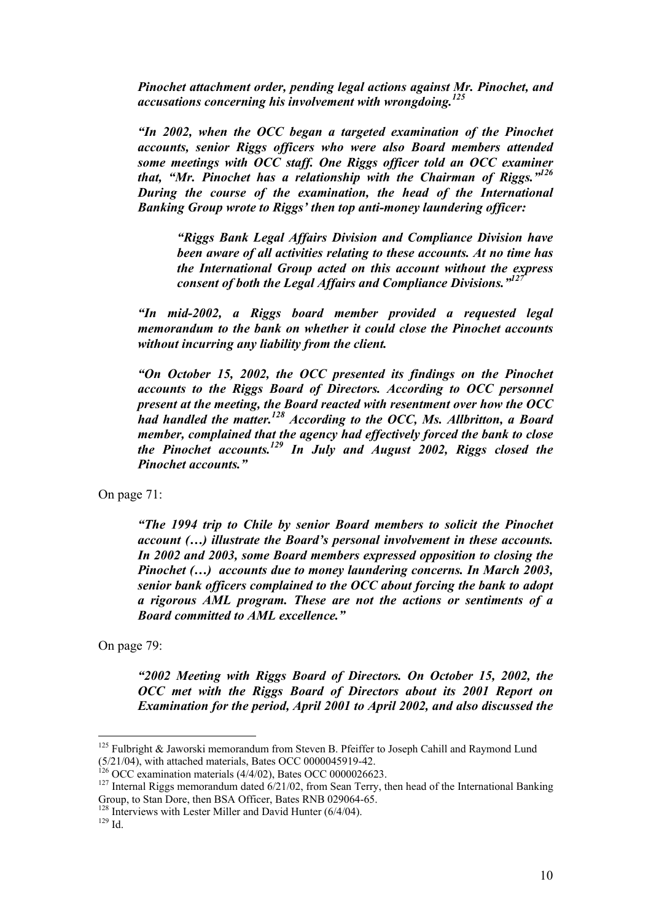> ***Pinochet attachment order, pending legal actions against Mr. Pinochet, and accusations concerning his involvement with wrongdoing.[125]***
>
> ***"In 2002, when the OCC began a targeted examination of the Pinochet accounts, senior Riggs officers who were also Board members attended some meetings with OCC staff. One Riggs officer told an OCC examiner that, "Mr. Pinochet has a relationship with the Chairman of Riggs."[126] During the course of the examination, the head of the International Banking Group wrote to Riggs' then top anti-money laundering officer:***
>
> > ***"Riggs Bank Legal Affairs Division and Compliance Division have been aware of all activities relating to these accounts. At no time has the International Group acted on this account without the express consent of both the Legal Affairs and Compliance Divisions."[127]***
>
> ***"In mid-2002, a Riggs board member provided a requested legal memorandum to the bank on whether it could close the Pinochet accounts without incurring any liability from the client.***
>
> ***"On October 15, 2002, the OCC presented its findings on the Pinochet accounts to the Riggs Board of Directors. According to OCC personnel present at the meeting, the Board reacted with resentment over how the OCC had handled the matter.[128] According to the OCC, Ms. Allbritton, a Board member, complained that the agency had effectively forced the bank to close the Pinochet accounts.[129] In July and August 2002, Riggs closed the Pinochet accounts."***

On page 71:

> ***"The 1994 trip to Chile by senior Board members to solicit the Pinochet account (…) illustrate the Board's personal involvement in these accounts. In 2002 and 2003, some Board members expressed opposition to closing the Pinochet (…) accounts due to money laundering concerns. In March 2003, senior bank officers complained to the OCC about forcing the bank to adopt a rigorous AML program. These are not the actions or sentiments of a Board committed to AML excellence."***

On page 79:

> ***"2002 Meeting with Riggs Board of Directors. On October 15, 2002, the OCC met with the Riggs Board of Directors about its 2001 Report on Examination for the period, April 2001 to April 2002, and also discussed the***

---

[125] Fulbright & Jaworski memorandum from Steven B. Pfeiffer to Joseph Cahill and Raymond Lund (5/21/04), with attached materials, Bates OCC 0000045919-42.

[126] OCC examination materials (4/4/02), Bates OCC 0000026623.

[127] Internal Riggs memorandum dated 6/21/02, from Sean Terry, then head of the International Banking Group, to Stan Dore, then BSA Officer, Bates RNB 029064-65.

[128] Interviews with Lester Miller and David Hunter (6/4/04).

[129] Id.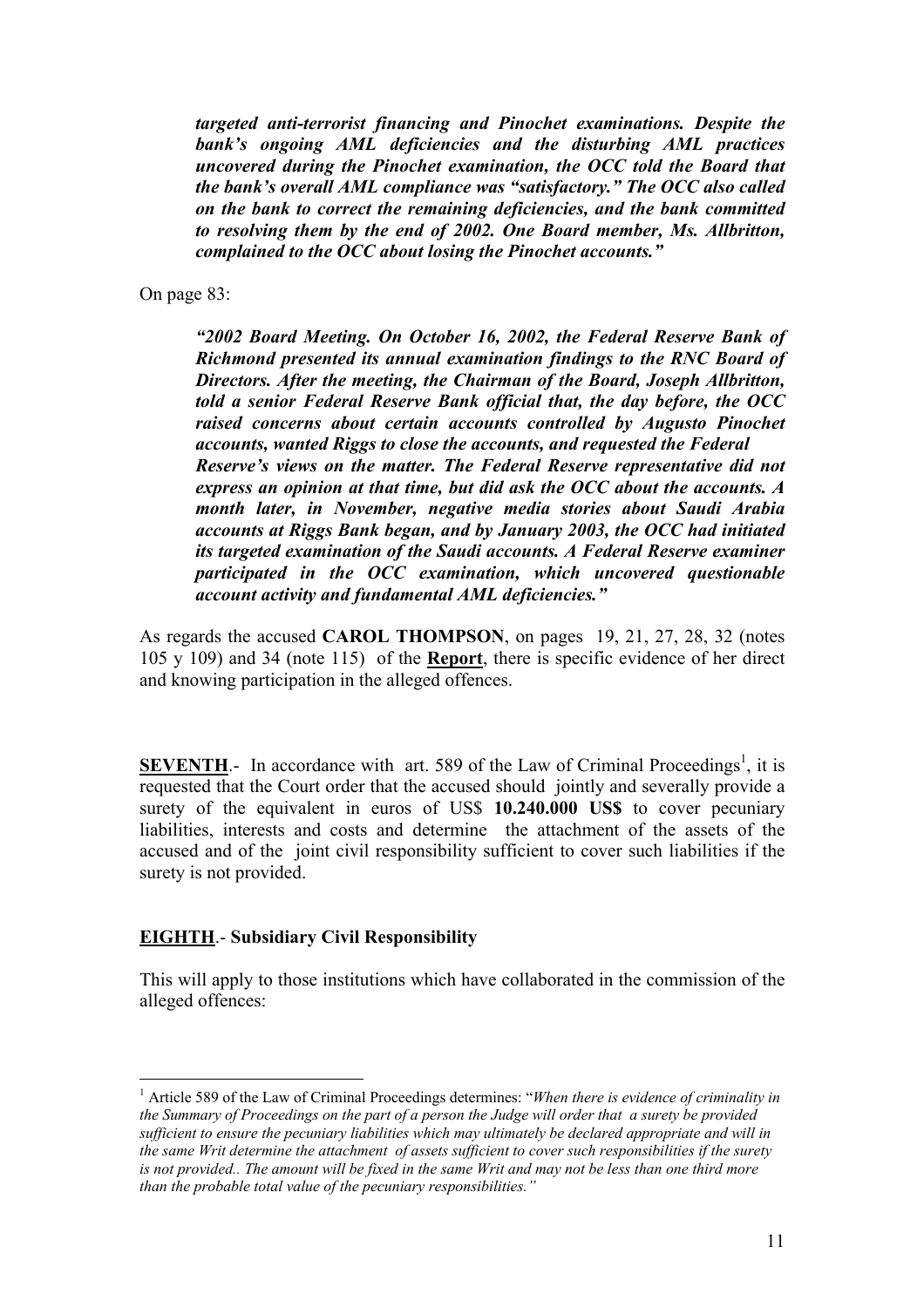***targeted anti-terrorist financing and Pinochet examinations. Despite the bank's ongoing AML deficiencies and the disturbing AML practices uncovered during the Pinochet examination, the OCC told the Board that the bank's overall AML compliance was "satisfactory." The OCC also called on the bank to correct the remaining deficiencies, and the bank committed to resolving them by the end of 2002. One Board member, Ms. Allbritton, complained to the OCC about losing the Pinochet accounts."***

On page 83:

***"2002 Board Meeting. On October 16, 2002, the Federal Reserve Bank of Richmond presented its annual examination findings to the RNC Board of Directors. After the meeting, the Chairman of the Board, Joseph Allbritton, told a senior Federal Reserve Bank official that, the day before, the OCC raised concerns about certain accounts controlled by Augusto Pinochet accounts, wanted Riggs to close the accounts, and requested the Federal Reserve's views on the matter. The Federal Reserve representative did not express an opinion at that time, but did ask the OCC about the accounts. A month later, in November, negative media stories about Saudi Arabia accounts at Riggs Bank began, and by January 2003, the OCC had initiated its targeted examination of the Saudi accounts. A Federal Reserve examiner participated in the OCC examination, which uncovered questionable account activity and fundamental AML deficiencies."***

As regards the accused **CAROL THOMPSON**, on pages 19, 21, 27, 28, 32 (notes 105 y 109) and 34 (note 115) of the **Report**, there is specific evidence of her direct and knowing participation in the alleged offences.

**SEVENTH**.- In accordance with art. 589 of the Law of Criminal Proceedings[1], it is requested that the Court order that the accused should jointly and severally provide a surety of the equivalent in euros of US$ **10.240.000 US$** to cover pecuniary liabilities, interests and costs and determine the attachment of the assets of the accused and of the joint civil responsibility sufficient to cover such liabilities if the surety is not provided.

**EIGHTH**.- **Subsidiary Civil Responsibility**

This will apply to those institutions which have collaborated in the commission of the alleged offences:

---

[1] Article 589 of the Law of Criminal Proceedings determines: "*When there is evidence of criminality in the Summary of Proceedings on the part of a person the Judge will order that a surety be provided sufficient to ensure the pecuniary liabilities which may ultimately be declared appropriate and will in the same Writ determine the attachment of assets sufficient to cover such responsibilities if the surety is not provided.. The amount will be fixed in the same Writ and may not be less than one third more than the probable total value of the pecuniary responsibilities.*"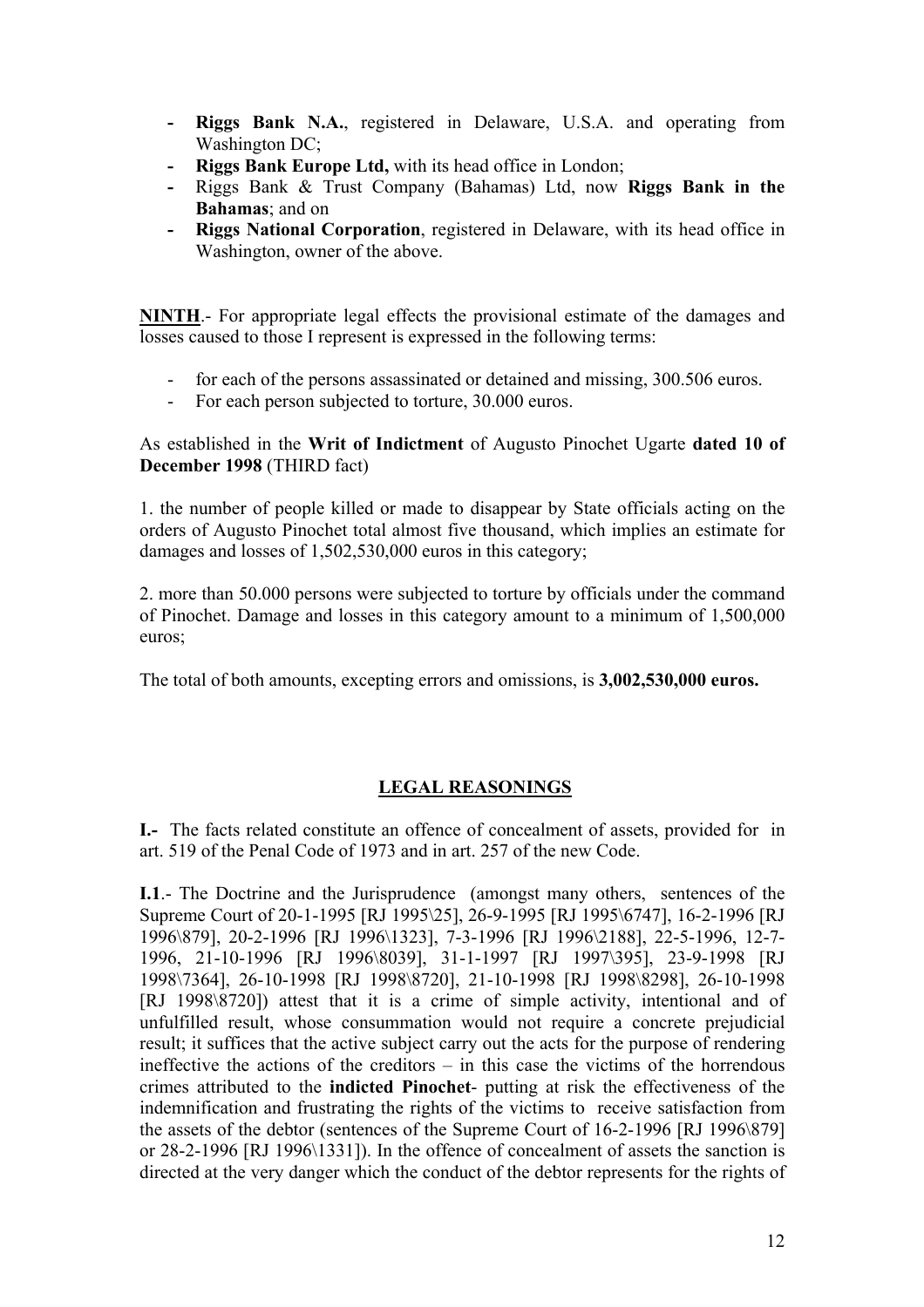- **Riggs Bank N.A.**, registered in Delaware, U.S.A. and operating from Washington DC;
- **Riggs Bank Europe Ltd,** with its head office in London;
- Riggs Bank & Trust Company (Bahamas) Ltd, now **Riggs Bank in the Bahamas**; and on
- **Riggs National Corporation**, registered in Delaware, with its head office in Washington, owner of the above.

**NINTH**.- For appropriate legal effects the provisional estimate of the damages and losses caused to those I represent is expressed in the following terms:

- for each of the persons assassinated or detained and missing, 300.506 euros.
- For each person subjected to torture, 30.000 euros.

As established in the **Writ of Indictment** of Augusto Pinochet Ugarte **dated 10 of December 1998** (THIRD fact)

1. the number of people killed or made to disappear by State officials acting on the orders of Augusto Pinochet total almost five thousand, which implies an estimate for damages and losses of 1,502,530,000 euros in this category;

2. more than 50.000 persons were subjected to torture by officials under the command of Pinochet. Damage and losses in this category amount to a minimum of 1,500,000 euros;

The total of both amounts, excepting errors and omissions, is **3,002,530,000 euros.**

## LEGAL REASONINGS

**I.-** The facts related constitute an offence of concealment of assets, provided for in art. 519 of the Penal Code of 1973 and in art. 257 of the new Code.

**I.1**.- The Doctrine and the Jurisprudence (amongst many others, sentences of the Supreme Court of 20-1-1995 [RJ 1995\25], 26-9-1995 [RJ 1995\6747], 16-2-1996 [RJ 1996\879], 20-2-1996 [RJ 1996\1323], 7-3-1996 [RJ 1996\2188], 22-5-1996, 12-7-1996, 21-10-1996 [RJ 1996\8039], 31-1-1997 [RJ 1997\395], 23-9-1998 [RJ 1998\7364], 26-10-1998 [RJ 1998\8720], 21-10-1998 [RJ 1998\8298], 26-10-1998 [RJ 1998\8720]) attest that it is a crime of simple activity, intentional and of unfulfilled result, whose consummation would not require a concrete prejudicial result; it suffices that the active subject carry out the acts for the purpose of rendering ineffective the actions of the creditors – in this case the victims of the horrendous crimes attributed to the **indicted Pinochet**- putting at risk the effectiveness of the indemnification and frustrating the rights of the victims to receive satisfaction from the assets of the debtor (sentences of the Supreme Court of 16-2-1996 [RJ 1996\879] or 28-2-1996 [RJ 1996\1331]). In the offence of concealment of assets the sanction is directed at the very danger which the conduct of the debtor represents for the rights of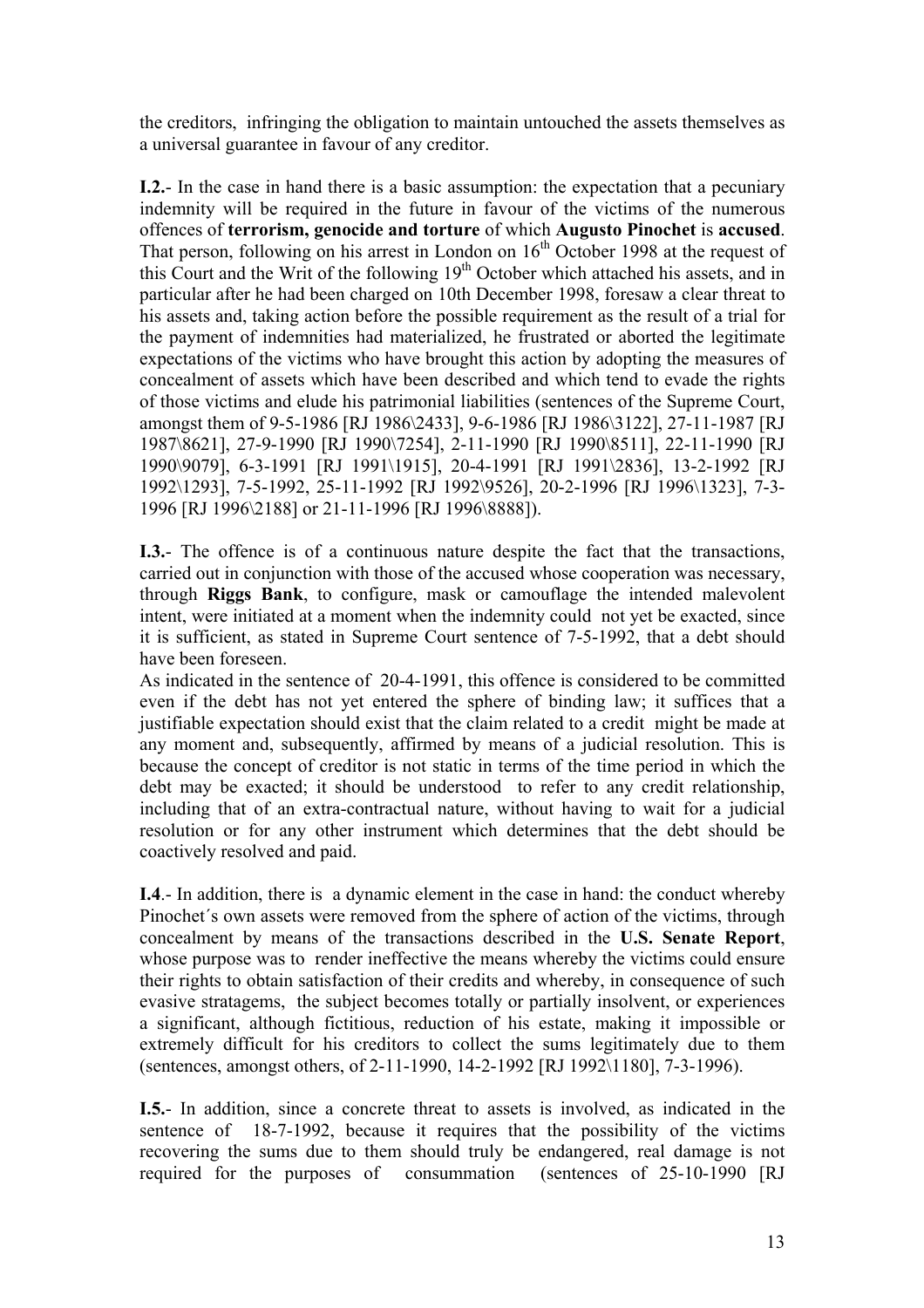the creditors, infringing the obligation to maintain untouched the assets themselves as a universal guarantee in favour of any creditor.

**I.2.**- In the case in hand there is a basic assumption: the expectation that a pecuniary indemnity will be required in the future in favour of the victims of the numerous offences of **terrorism, genocide and torture** of which **Augusto Pinochet** is **accused**. That person, following on his arrest in London on 16th October 1998 at the request of this Court and the Writ of the following 19th October which attached his assets, and in particular after he had been charged on 10th December 1998, foresaw a clear threat to his assets and, taking action before the possible requirement as the result of a trial for the payment of indemnities had materialized, he frustrated or aborted the legitimate expectations of the victims who have brought this action by adopting the measures of concealment of assets which have been described and which tend to evade the rights of those victims and elude his patrimonial liabilities (sentences of the Supreme Court, amongst them of 9-5-1986 [RJ 1986\2433], 9-6-1986 [RJ 1986\3122], 27-11-1987 [RJ 1987\8621], 27-9-1990 [RJ 1990\7254], 2-11-1990 [RJ 1990\8511], 22-11-1990 [RJ 1990\9079], 6-3-1991 [RJ 1991\1915], 20-4-1991 [RJ 1991\2836], 13-2-1992 [RJ 1992\1293], 7-5-1992, 25-11-1992 [RJ 1992\9526], 20-2-1996 [RJ 1996\1323], 7-3-1996 [RJ 1996\2188] or 21-11-1996 [RJ 1996\8888]).

**I.3.**- The offence is of a continuous nature despite the fact that the transactions, carried out in conjunction with those of the accused whose cooperation was necessary, through **Riggs Bank**, to configure, mask or camouflage the intended malevolent intent, were initiated at a moment when the indemnity could not yet be exacted, since it is sufficient, as stated in Supreme Court sentence of 7-5-1992, that a debt should have been foreseen.

As indicated in the sentence of 20-4-1991, this offence is considered to be committed even if the debt has not yet entered the sphere of binding law; it suffices that a justifiable expectation should exist that the claim related to a credit might be made at any moment and, subsequently, affirmed by means of a judicial resolution. This is because the concept of creditor is not static in terms of the time period in which the debt may be exacted; it should be understood to refer to any credit relationship, including that of an extra-contractual nature, without having to wait for a judicial resolution or for any other instrument which determines that the debt should be coactively resolved and paid.

**I.4**.- In addition, there is a dynamic element in the case in hand: the conduct whereby Pinochet´s own assets were removed from the sphere of action of the victims, through concealment by means of the transactions described in the **U.S. Senate Report**, whose purpose was to render ineffective the means whereby the victims could ensure their rights to obtain satisfaction of their credits and whereby, in consequence of such evasive stratagems, the subject becomes totally or partially insolvent, or experiences a significant, although fictitious, reduction of his estate, making it impossible or extremely difficult for his creditors to collect the sums legitimately due to them (sentences, amongst others, of 2-11-1990, 14-2-1992 [RJ 1992\1180], 7-3-1996).

**I.5.**- In addition, since a concrete threat to assets is involved, as indicated in the sentence of 18-7-1992, because it requires that the possibility of the victims recovering the sums due to them should truly be endangered, real damage is not required for the purposes of consummation (sentences of 25-10-1990 [RJ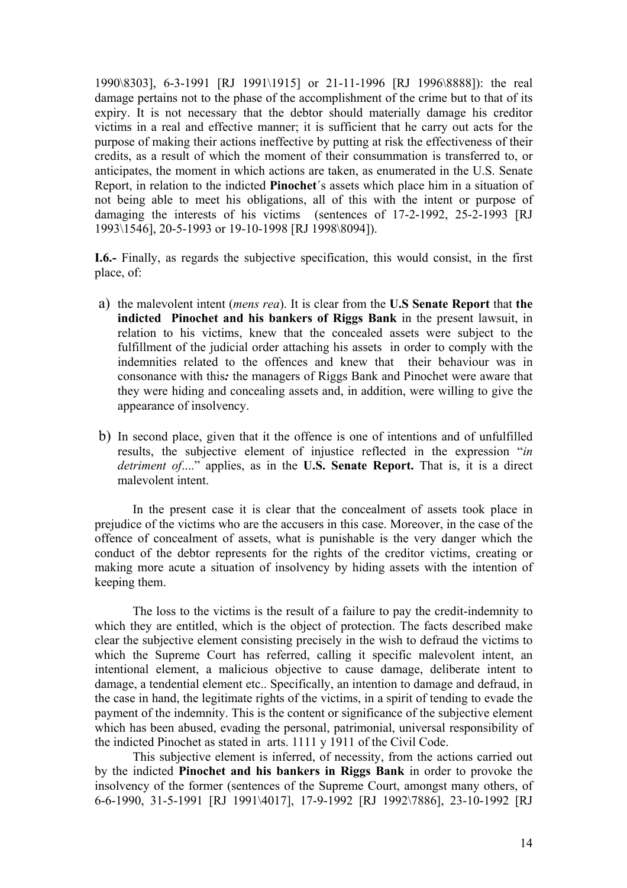1990\8303], 6-3-1991 [RJ 1991\1915] or 21-11-1996 [RJ 1996\8888]): the real damage pertains not to the phase of the accomplishment of the crime but to that of its expiry. It is not necessary that the debtor should materially damage his creditor victims in a real and effective manner; it is sufficient that he carry out acts for the purpose of making their actions ineffective by putting at risk the effectiveness of their credits, as a result of which the moment of their consummation is transferred to, or anticipates, the moment in which actions are taken, as enumerated in the U.S. Senate Report, in relation to the indicted **Pinochet**´s assets which place him in a situation of not being able to meet his obligations, all of this with the intent or purpose of damaging the interests of his victims (sentences of 17-2-1992, 25-2-1993 [RJ 1993\1546], 20-5-1993 or 19-10-1998 [RJ 1998\8094]).

**I.6.-** Finally, as regards the subjective specification, this would consist, in the first place, of:

a) the malevolent intent (*mens rea*). It is clear from the **U.S Senate Report** that **the indicted Pinochet and his bankers of Riggs Bank** in the present lawsuit, in relation to his victims, knew that the concealed assets were subject to the fulfillment of the judicial order attaching his assets in order to comply with the indemnities related to the offences and knew that their behaviour was in consonance with this*:* the managers of Riggs Bank and Pinochet were aware that they were hiding and concealing assets and, in addition, were willing to give the appearance of insolvency.

b) In second place, given that it the offence is one of intentions and of unfulfilled results, the subjective element of injustice reflected in the expression "*in detriment of*...." applies, as in the **U.S. Senate Report.** That is, it is a direct malevolent intent.

In the present case it is clear that the concealment of assets took place in prejudice of the victims who are the accusers in this case. Moreover, in the case of the offence of concealment of assets, what is punishable is the very danger which the conduct of the debtor represents for the rights of the creditor victims, creating or making more acute a situation of insolvency by hiding assets with the intention of keeping them.

The loss to the victims is the result of a failure to pay the credit-indemnity to which they are entitled, which is the object of protection. The facts described make clear the subjective element consisting precisely in the wish to defraud the victims to which the Supreme Court has referred, calling it specific malevolent intent, an intentional element, a malicious objective to cause damage, deliberate intent to damage, a tendential element etc.. Specifically, an intention to damage and defraud, in the case in hand, the legitimate rights of the victims, in a spirit of tending to evade the payment of the indemnity. This is the content or significance of the subjective element which has been abused, evading the personal, patrimonial, universal responsibility of the indicted Pinochet as stated in arts. 1111 y 1911 of the Civil Code.

This subjective element is inferred, of necessity, from the actions carried out by the indicted **Pinochet and his bankers in Riggs Bank** in order to provoke the insolvency of the former (sentences of the Supreme Court, amongst many others, of 6-6-1990, 31-5-1991 [RJ 1991\4017], 17-9-1992 [RJ 1992\7886], 23-10-1992 [RJ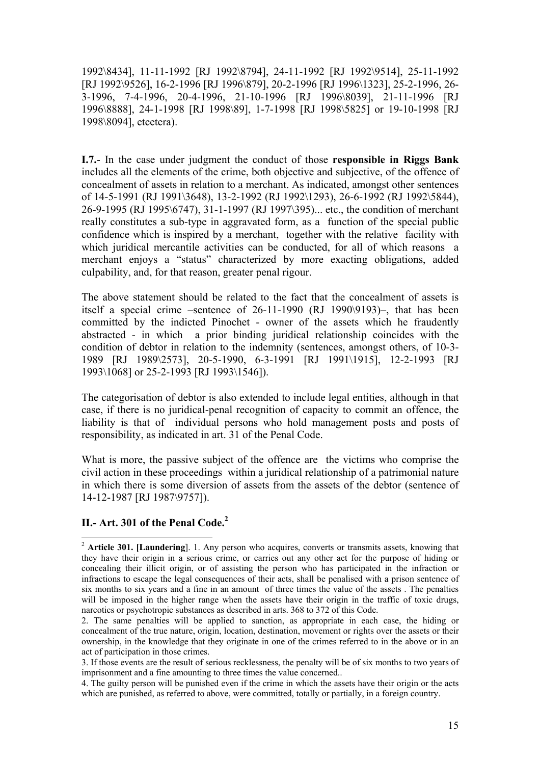1992\8434], 11-11-1992 [RJ 1992\8794], 24-11-1992 [RJ 1992\9514], 25-11-1992 [RJ 1992\9526], 16-2-1996 [RJ 1996\879], 20-2-1996 [RJ 1996\1323], 25-2-1996, 26-3-1996, 7-4-1996, 20-4-1996, 21-10-1996 [RJ 1996\8039], 21-11-1996 [RJ 1996\8888], 24-1-1998 [RJ 1998\89], 1-7-1998 [RJ 1998\5825] or 19-10-1998 [RJ 1998\8094], etcetera).

**I.7.**- In the case under judgment the conduct of those **responsible in Riggs Bank** includes all the elements of the crime, both objective and subjective, of the offence of concealment of assets in relation to a merchant. As indicated, amongst other sentences of 14-5-1991 (RJ 1991\3648), 13-2-1992 (RJ 1992\1293), 26-6-1992 (RJ 1992\5844), 26-9-1995 (RJ 1995\6747), 31-1-1997 (RJ 1997\395)... etc., the condition of merchant really constitutes a sub-type in aggravated form, as a function of the special public confidence which is inspired by a merchant, together with the relative facility with which juridical mercantile activities can be conducted, for all of which reasons a merchant enjoys a "status" characterized by more exacting obligations, added culpability, and, for that reason, greater penal rigour.

The above statement should be related to the fact that the concealment of assets is itself a special crime –sentence of 26-11-1990 (RJ 1990\9193)–, that has been committed by the indicted Pinochet - owner of the assets which he fraudently abstracted - in which a prior binding juridical relationship coincides with the condition of debtor in relation to the indemnity (sentences, amongst others, of 10-3-1989 [RJ 1989\2573], 20-5-1990, 6-3-1991 [RJ 1991\1915], 12-2-1993 [RJ 1993\1068] or 25-2-1993 [RJ 1993\1546]).

The categorisation of debtor is also extended to include legal entities, although in that case, if there is no juridical-penal recognition of capacity to commit an offence, the liability is that of individual persons who hold management posts and posts of responsibility, as indicated in art. 31 of the Penal Code.

What is more, the passive subject of the offence are the victims who comprise the civil action in these proceedings within a juridical relationship of a patrimonial nature in which there is some diversion of assets from the assets of the debtor (sentence of 14-12-1987 [RJ 1987\9757]).

## II.- Art. 301 of the Penal Code.[2]

---

[2] **Article 301. [Laundering]**. 1. Any person who acquires, converts or transmits assets, knowing that they have their origin in a serious crime, or carries out any other act for the purpose of hiding or concealing their illicit origin, or of assisting the person who has participated in the infraction or infractions to escape the legal consequences of their acts, shall be penalised with a prison sentence of six months to six years and a fine in an amount of three times the value of the assets . The penalties will be imposed in the higher range when the assets have their origin in the traffic of toxic drugs, narcotics or psychotropic substances as described in arts. 368 to 372 of this Code.

2. The same penalties will be applied to sanction, as appropriate in each case, the hiding or concealment of the true nature, origin, location, destination, movement or rights over the assets or their ownership, in the knowledge that they originate in one of the crimes referred to in the above or in an act of participation in those crimes.

3. If those events are the result of serious recklessness, the penalty will be of six months to two years of imprisonment and a fine amounting to three times the value concerned..

4. The guilty person will be punished even if the crime in which the assets have their origin or the acts which are punished, as referred to above, were committed, totally or partially, in a foreign country.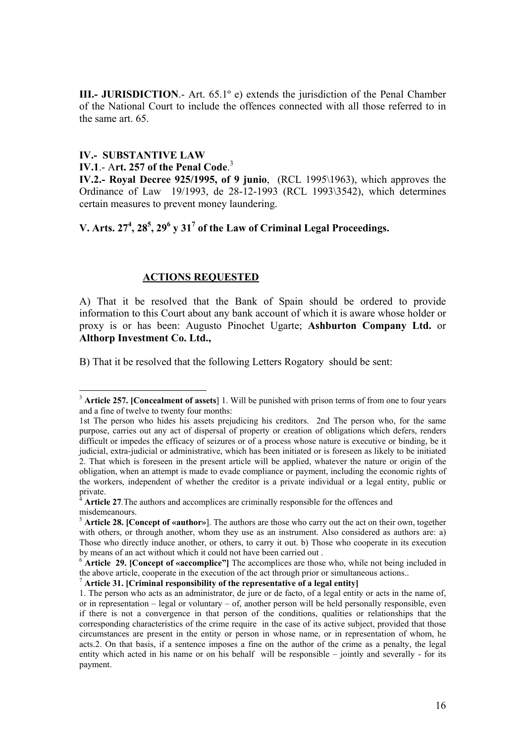**III.- JURISDICTION**.- Art. 65.1º e) extends the jurisdiction of the Penal Chamber of the National Court to include the offences connected with all those referred to in the same art. 65.

**IV.- SUBSTANTIVE LAW**

**IV.1**.- A**rt. 257 of the Penal Code**.[3]

**IV.2.- Royal Decree 925/1995, of 9 junio**, (RCL 1995\1963), which approves the Ordinance of Law 19/1993, de 28-12-1993 (RCL 1993\3542), which determines certain measures to prevent money laundering.

**V. Arts. 27[4], 28[5], 29[6] y 31[7] of the Law of Criminal Legal Proceedings.**

**ACTIONS REQUESTED**

A) That it be resolved that the Bank of Spain should be ordered to provide information to this Court about any bank account of which it is aware whose holder or proxy is or has been: Augusto Pinochet Ugarte; **Ashburton Company Ltd.** or **Althorp Investment Co. Ltd.,**

B) That it be resolved that the following Letters Rogatory should be sent:

---

[3] **Article 257. [Concealment of assets**] 1. Will be punished with prison terms of from one to four years and a fine of twelve to twenty four months:

1st The person who hides his assets prejudicing his creditors. 2nd The person who, for the same purpose, carries out any act of dispersal of property or creation of obligations which defers, renders difficult or impedes the efficacy of seizures or of a process whose nature is executive or binding, be it judicial, extra-judicial or administrative, which has been initiated or is foreseen as likely to be initiated 2. That which is foreseen in the present article will be applied, whatever the nature or origin of the obligation, when an attempt is made to evade compliance or payment, including the economic rights of the workers, independent of whether the creditor is a private individual or a legal entity, public or private.

[4] **Article 27**.The authors and accomplices are criminally responsible for the offences and misdemeanours.

[5] **Article 28. [Concept of «author»**]. The authors are those who carry out the act on their own, together with others, or through another, whom they use as an instrument. Also considered as authors are: a) Those who directly induce another, or others, to carry it out. b) Those who cooperate in its execution by means of an act without which it could not have been carried out .

[6] **Article 29. [Concept of «accomplice"]** The accomplices are those who, while not being included in the above article, cooperate in the execution of the act through prior or simultaneous actions..

[7] **Article 31. [Criminal responsibility of the representative of a legal entity]**

1. The person who acts as an administrator, de jure or de facto, of a legal entity or acts in the name of, or in representation – legal or voluntary – of, another person will be held personally responsible, even if there is not a convergence in that person of the conditions, qualities or relationships that the corresponding characteristics of the crime require in the case of its active subject, provided that those circumstances are present in the entity or person in whose name, or in representation of whom, he acts.2. On that basis, if a sentence imposes a fine on the author of the crime as a penalty, the legal entity which acted in his name or on his behalf will be responsible – jointly and severally - for its payment.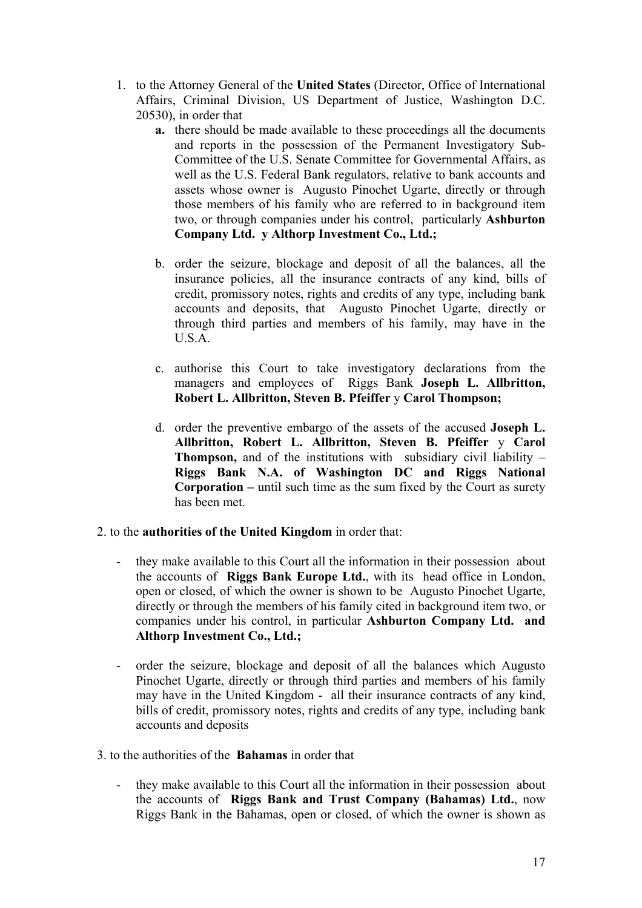1. to the Attorney General of the **United States** (Director, Office of International Affairs, Criminal Division, US Department of Justice, Washington D.C. 20530), in order that
   **a.** there should be made available to these proceedings all the documents and reports in the possession of the Permanent Investigatory Sub-Committee of the U.S. Senate Committee for Governmental Affairs, as well as the U.S. Federal Bank regulators, relative to bank accounts and assets whose owner is Augusto Pinochet Ugarte, directly or through those members of his family who are referred to in background item two, or through companies under his control, particularly **Ashburton Company Ltd. y Althorp Investment Co., Ltd.;**

   b. order the seizure, blockage and deposit of all the balances, all the insurance policies, all the insurance contracts of any kind, bills of credit, promissory notes, rights and credits of any type, including bank accounts and deposits, that Augusto Pinochet Ugarte, directly or through third parties and members of his family, may have in the U.S.A.

   c. authorise this Court to take investigatory declarations from the managers and employees of Riggs Bank **Joseph L. Allbritton, Robert L. Allbritton, Steven B. Pfeiffer** y **Carol Thompson;**

   d. order the preventive embargo of the assets of the accused **Joseph L. Allbritton, Robert L. Allbritton, Steven B. Pfeiffer** y **Carol Thompson,** and of the institutions with subsidiary civil liability – **Riggs Bank N.A. of Washington DC and Riggs National Corporation –** until such time as the sum fixed by the Court as surety has been met.

2. to the **authorities of the United Kingdom** in order that:

   - they make available to this Court all the information in their possession about the accounts of **Riggs Bank Europe Ltd.**, with its head office in London, open or closed, of which the owner is shown to be Augusto Pinochet Ugarte, directly or through the members of his family cited in background item two, or companies under his control, in particular **Ashburton Company Ltd. and Althorp Investment Co., Ltd.;**

   - order the seizure, blockage and deposit of all the balances which Augusto Pinochet Ugarte, directly or through third parties and members of his family may have in the United Kingdom - all their insurance contracts of any kind, bills of credit, promissory notes, rights and credits of any type, including bank accounts and deposits

3. to the authorities of the **Bahamas** in order that

   - they make available to this Court all the information in their possession about the accounts of **Riggs Bank and Trust Company (Bahamas) Ltd.**, now Riggs Bank in the Bahamas, open or closed, of which the owner is shown as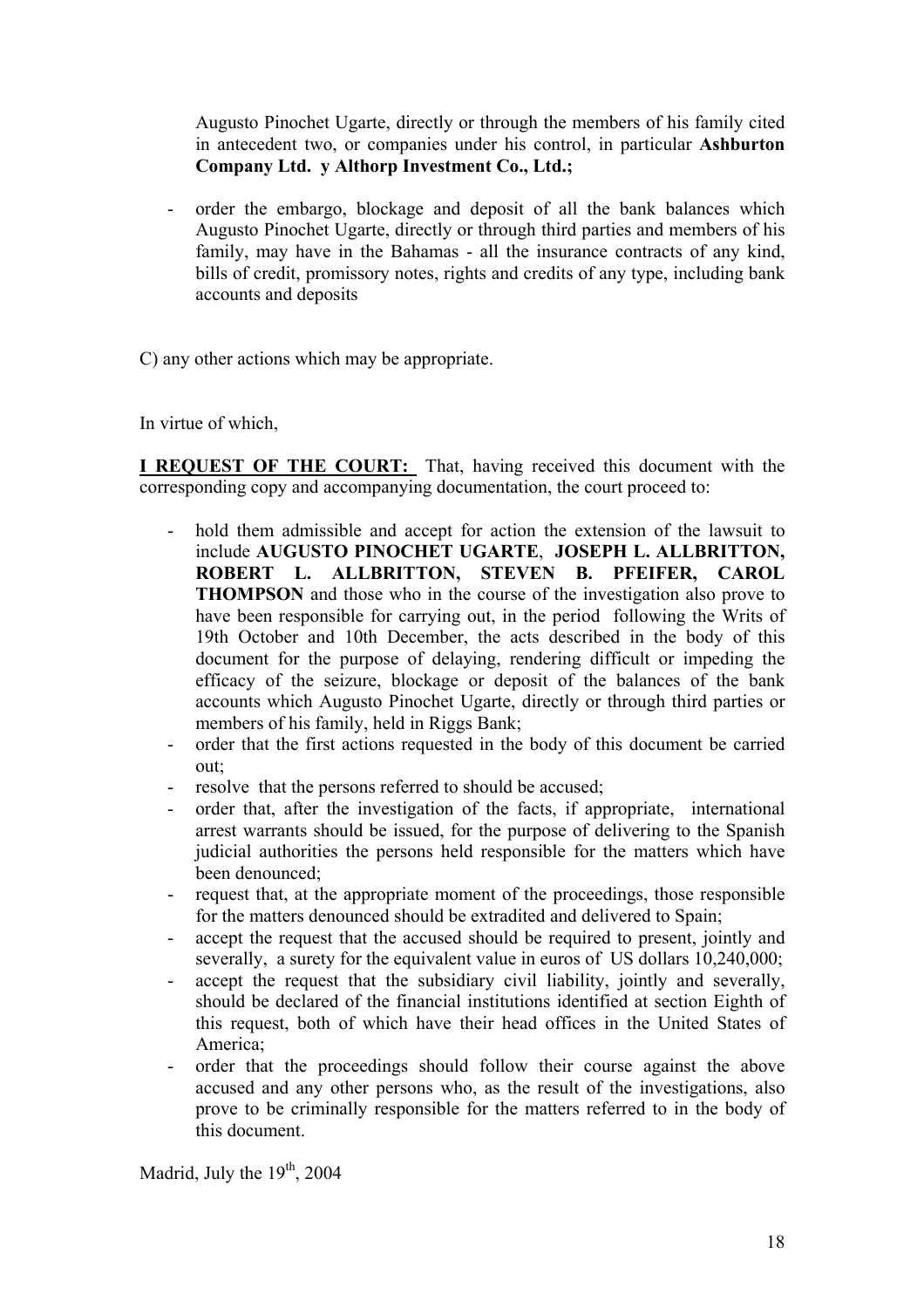Augusto Pinochet Ugarte, directly or through the members of his family cited in antecedent two, or companies under his control, in particular **Ashburton Company Ltd. y Althorp Investment Co., Ltd.;**

- order the embargo, blockage and deposit of all the bank balances which Augusto Pinochet Ugarte, directly or through third parties and members of his family, may have in the Bahamas - all the insurance contracts of any kind, bills of credit, promissory notes, rights and credits of any type, including bank accounts and deposits

C) any other actions which may be appropriate.

In virtue of which,

**<u>I REQUEST OF THE COURT:</u>** That, having received this document with the corresponding copy and accompanying documentation, the court proceed to:

- hold them admissible and accept for action the extension of the lawsuit to include **AUGUSTO PINOCHET UGARTE**, **JOSEPH L. ALLBRITTON, ROBERT L. ALLBRITTON, STEVEN B. PFEIFER, CAROL THOMPSON** and those who in the course of the investigation also prove to have been responsible for carrying out, in the period following the Writs of 19th October and 10th December, the acts described in the body of this document for the purpose of delaying, rendering difficult or impeding the efficacy of the seizure, blockage or deposit of the balances of the bank accounts which Augusto Pinochet Ugarte, directly or through third parties or members of his family, held in Riggs Bank;
- order that the first actions requested in the body of this document be carried out;
- resolve that the persons referred to should be accused;
- order that, after the investigation of the facts, if appropriate, international arrest warrants should be issued, for the purpose of delivering to the Spanish judicial authorities the persons held responsible for the matters which have been denounced;
- request that, at the appropriate moment of the proceedings, those responsible for the matters denounced should be extradited and delivered to Spain;
- accept the request that the accused should be required to present, jointly and severally, a surety for the equivalent value in euros of US dollars 10,240,000;
- accept the request that the subsidiary civil liability, jointly and severally, should be declared of the financial institutions identified at section Eighth of this request, both of which have their head offices in the United States of America;
- order that the proceedings should follow their course against the above accused and any other persons who, as the result of the investigations, also prove to be criminally responsible for the matters referred to in the body of this document.

Madrid, July the 19th, 2004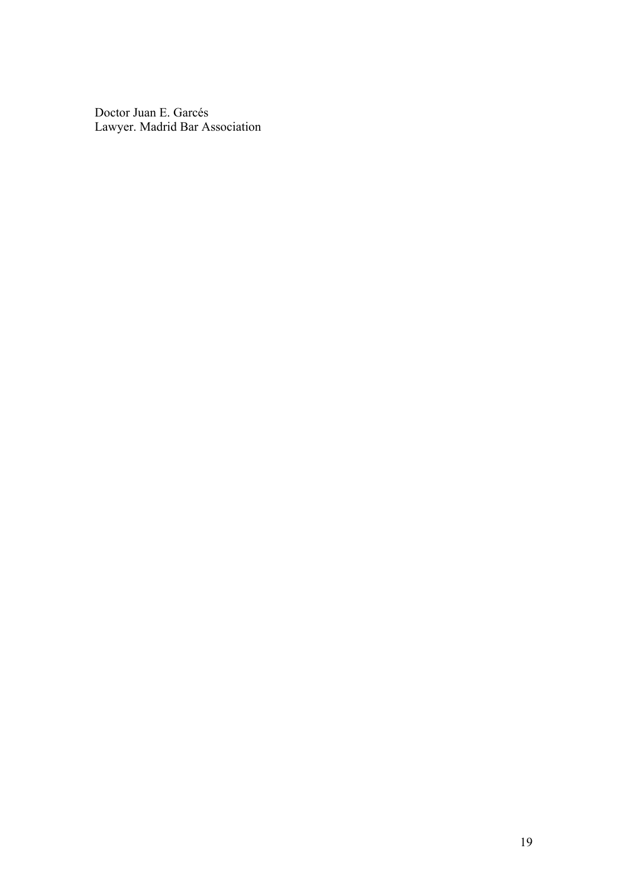Doctor Juan E. Garcés
Lawyer. Madrid Bar Association